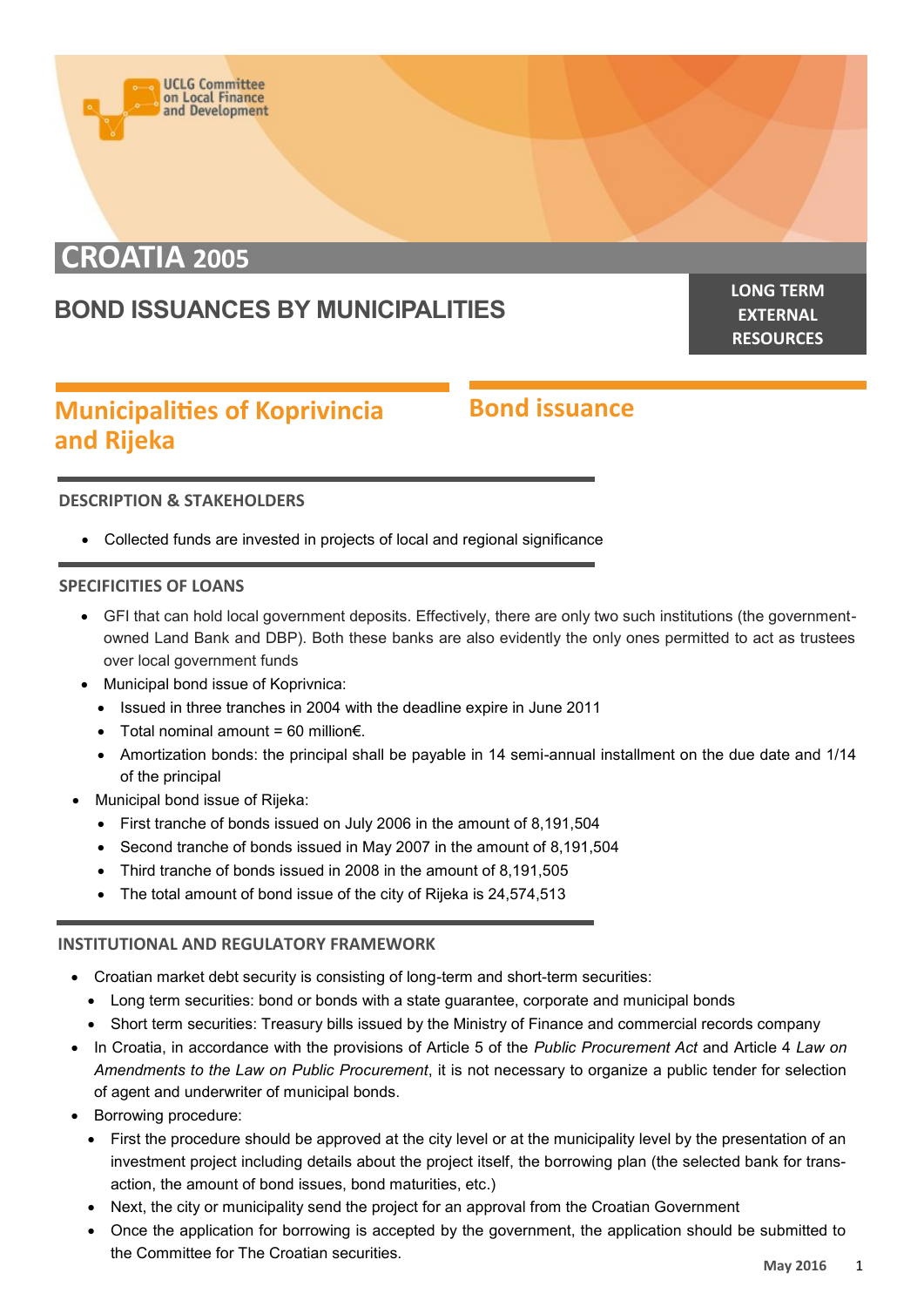UCLG Committee on Local Finance and Development

# CROATIA 2005

## BOND ISSUANCES BY MUNICIPALITIES

**LONG TERM EXTERNAL RESOURCES**

## Municipalities of Koprivincia and Rijeka

## Bond issuance

### DESCRIPTION & STAKEHOLDERS

- Collected funds are invested in projects of local and regional significance

### SPECIFICITIES OF LOANS

- GFI that can hold local government deposits. Effectively, there are only two such institutions (the government-owned Land Bank and DBP). Both these banks are also evidently the only ones permitted to act as trustees over local government funds
- Municipal bond issue of Koprivnica:
  - Issued in three tranches in 2004 with the deadline expire in June 2011
  - Total nominal amount = 60 million€.
  - Amortization bonds: the principal shall be payable in 14 semi-annual installment on the due date and 1/14 of the principal
- Municipal bond issue of Rijeka:
  - First tranche of bonds issued on July 2006 in the amount of 8,191,504
  - Second tranche of bonds issued in May 2007 in the amount of 8,191,504
  - Third tranche of bonds issued in 2008 in the amount of 8,191,505
  - The total amount of bond issue of the city of Rijeka is 24,574,513

### INSTITUTIONAL AND REGULATORY FRAMEWORK

- Croatian market debt security is consisting of long-term and short-term securities:
  - Long term securities: bond or bonds with a state guarantee, corporate and municipal bonds
  - Short term securities: Treasury bills issued by the Ministry of Finance and commercial records company
- In Croatia, in accordance with the provisions of Article 5 of the *Public Procurement Act* and Article 4 *Law on Amendments to the Law on Public Procurement*, it is not necessary to organize a public tender for selection of agent and underwriter of municipal bonds.
- Borrowing procedure:
  - First the procedure should be approved at the city level or at the municipality level by the presentation of an investment project including details about the project itself, the borrowing plan (the selected bank for transaction, the amount of bond issues, bond maturities, etc.)
  - Next, the city or municipality send the project for an approval from the Croatian Government
  - Once the application for borrowing is accepted by the government, the application should be submitted to the Committee for The Croatian securities.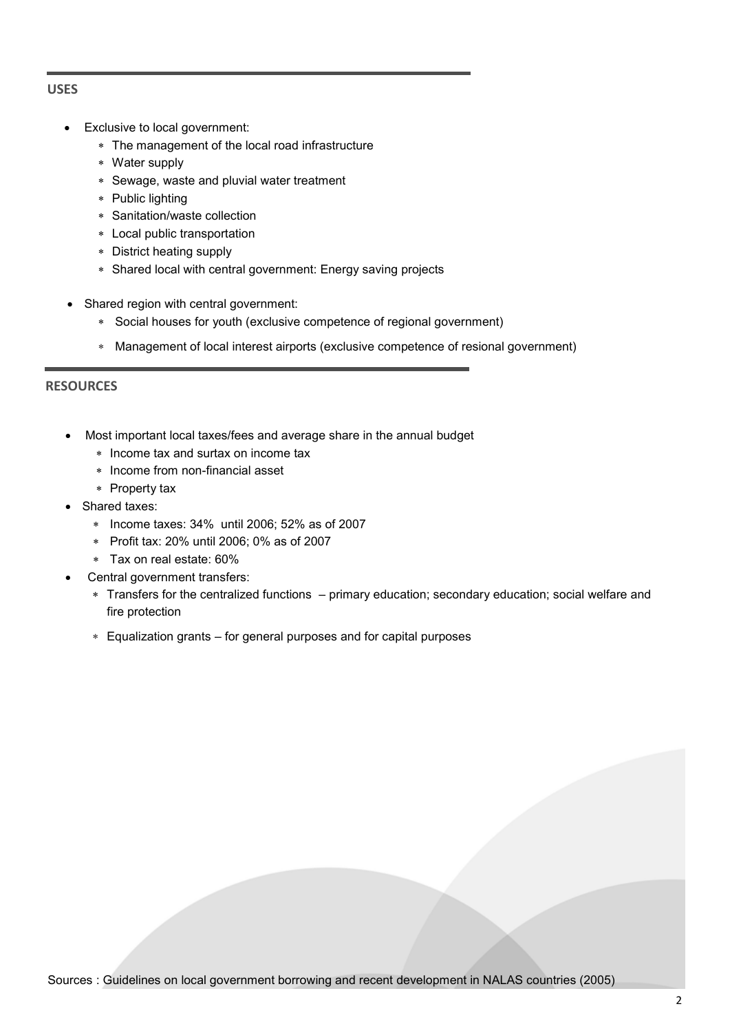## USES

- Exclusive to local government:
  - The management of the local road infrastructure
  - Water supply
  - Sewage, waste and pluvial water treatment
  - Public lighting
  - Sanitation/waste collection
  - Local public transportation
  - District heating supply
  - Shared local with central government: Energy saving projects
- Shared region with central government:
  - Social houses for youth (exclusive competence of regional government)
  - Management of local interest airports (exclusive competence of resional government)

## RESOURCES

- Most important local taxes/fees and average share in the annual budget
  - Income tax and surtax on income tax
  - Income from non-financial asset
  - Property tax
- Shared taxes:
  - Income taxes: 34% until 2006; 52% as of 2007
  - Profit tax: 20% until 2006; 0% as of 2007
  - Tax on real estate: 60%
- Central government transfers:
  - Transfers for the centralized functions – primary education; secondary education; social welfare and fire protection
  - Equalization grants – for general purposes and for capital purposes

Sources : Guidelines on local government borrowing and recent development in NALAS countries (2005)